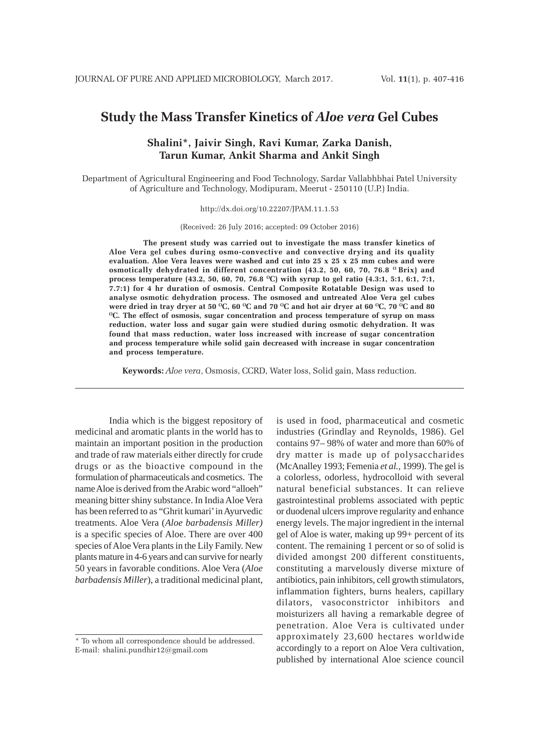# Study the Mass Transfer Kinetics of *Aloe vera* Gel Cubes

**Shalini*, Jaivir Singh, Ravi Kumar, Zarka Danish, Tarun Kumar, Ankit Sharma and Ankit Singh**

Department of Agricultural Engineering and Food Technology, Sardar Vallabhbhai Patel University of Agriculture and Technology, Modipuram, Meerut - 250110 (U.P.) India.

http://dx.doi.org/10.22207/JPAM.11.1.53

(Received: 26 July 2016; accepted: 09 October 2016)

**The present study was carried out to investigate the mass transfer kinetics of Aloe Vera gel cubes during osmo-convective and convective drying and its quality evaluation. Aloe Vera leaves were washed and cut into 25 x 25 x 25 mm cubes and were osmotically dehydrated in different concentration (43.2, 50, 60, 70, 76.8 $^{O}$ Brix) and process temperature (43.2, 50, 60, 70, 76.8 $^{O}$C) with syrup to gel ratio (4.3:1, 5:1, 6:1, 7:1, 7.7:1) for 4 hr duration of osmosis. Central Composite Rotatable Design was used to analyse osmotic dehydration process. The osmosed and untreated Aloe Vera gel cubes were dried in tray dryer at 50 $^{O}$C, 60 $^{O}$C and 70 $^{O}$C and hot air dryer at 60 $^{O}$C, 70 $^{O}$C and 80 $^{O}$C. The effect of osmosis, sugar concentration and process temperature of syrup on mass reduction, water loss and sugar gain were studied during osmotic dehydration. It was found that mass reduction, water loss increased with increase of sugar concentration and process temperature while solid gain decreased with increase in sugar concentration and process temperature.**

**Keywords:** *Aloe vera*, Osmosis, CCRD, Water loss, Solid gain, Mass reduction.

---

India which is the biggest repository of medicinal and aromatic plants in the world has to maintain an important position in the production and trade of raw materials either directly for crude drugs or as the bioactive compound in the formulation of pharmaceuticals and cosmetics. The name Aloe is derived from the Arabic word "alloeh" meaning bitter shiny substance. In India Aloe Vera has been referred to as "Ghrit kumari' in Ayurvedic treatments. Aloe Vera (*Aloe barbadensis Miller)* is a specific species of Aloe. There are over 400 species of Aloe Vera plants in the Lily Family. New plants mature in 4-6 years and can survive for nearly 50 years in favorable conditions. Aloe Vera (*Aloe barbadensis Miller*), a traditional medicinal plant, is used in food, pharmaceutical and cosmetic industries (Grindlay and Reynolds, 1986). Gel contains 97– 98% of water and more than 60% of dry matter is made up of polysaccharides (McAnalley 1993; Femenia *et al.*, 1999). The gel is a colorless, odorless, hydrocolloid with several natural beneficial substances. It can relieve gastrointestinal problems associated with peptic or duodenal ulcers improve regularity and enhance energy levels. The major ingredient in the internal gel of Aloe is water, making up 99+ percent of its content. The remaining 1 percent or so of solid is divided amongst 200 different constituents, constituting a marvelously diverse mixture of antibiotics, pain inhibitors, cell growth stimulators, inflammation fighters, burns healers, capillary dilators, vasoconstrictor inhibitors and moisturizers all having a remarkable degree of penetration. Aloe Vera is cultivated under approximately 23,600 hectares worldwide accordingly to a report on Aloe Vera cultivation, published by international Aloe science council

---

* To whom all correspondence should be addressed.
E-mail: shalini.pundhir12@gmail.com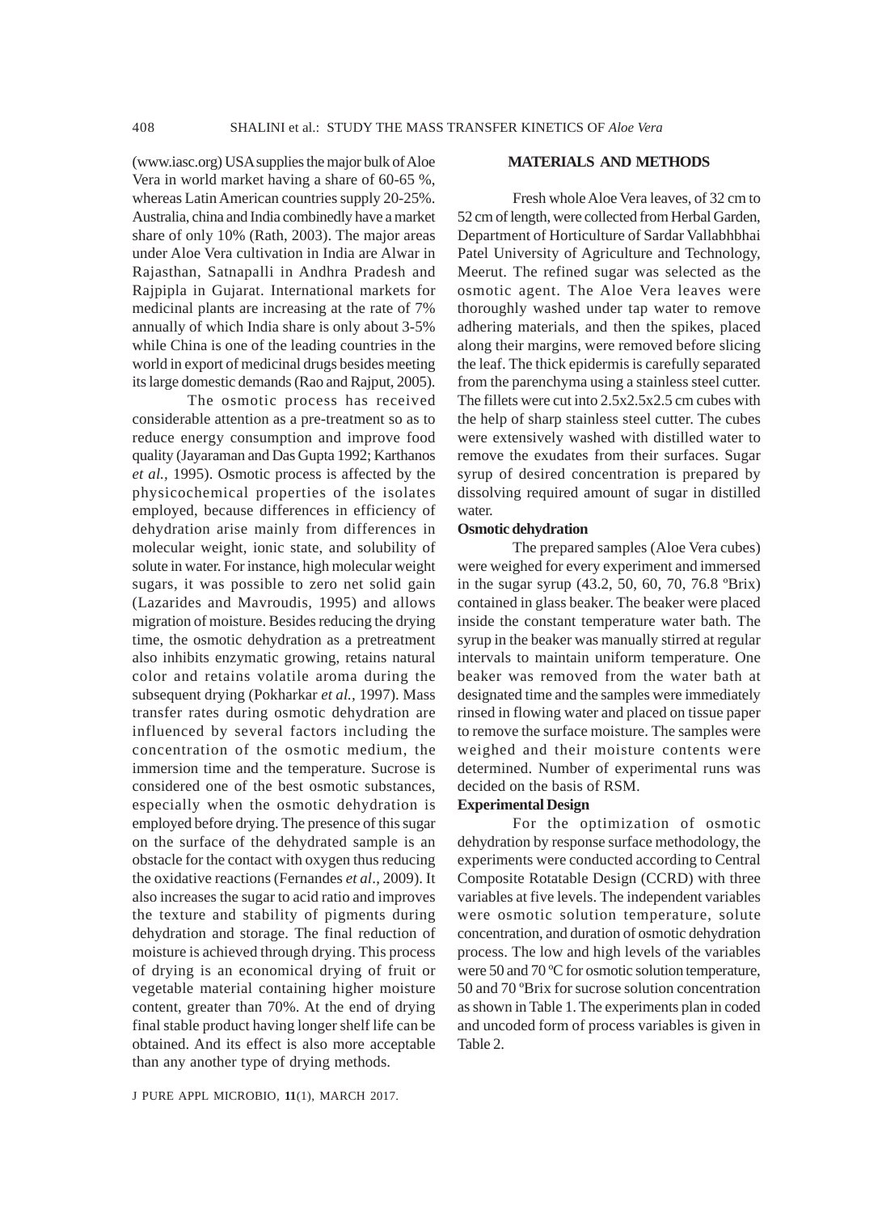(www.iasc.org) USA supplies the major bulk of Aloe Vera in world market having a share of 60-65 %, whereas Latin American countries supply 20-25%. Australia, china and India combinedly have a market share of only 10% (Rath, 2003). The major areas under Aloe Vera cultivation in India are Alwar in Rajasthan, Satnapalli in Andhra Pradesh and Rajpipla in Gujarat. International markets for medicinal plants are increasing at the rate of 7% annually of which India share is only about 3-5% while China is one of the leading countries in the world in export of medicinal drugs besides meeting its large domestic demands (Rao and Rajput, 2005).

The osmotic process has received considerable attention as a pre-treatment so as to reduce energy consumption and improve food quality (Jayaraman and Das Gupta 1992; Karthanos *et al.,* 1995). Osmotic process is affected by the physicochemical properties of the isolates employed, because differences in efficiency of dehydration arise mainly from differences in molecular weight, ionic state, and solubility of solute in water. For instance, high molecular weight sugars, it was possible to zero net solid gain (Lazarides and Mavroudis, 1995) and allows migration of moisture. Besides reducing the drying time, the osmotic dehydration as a pretreatment also inhibits enzymatic growing, retains natural color and retains volatile aroma during the subsequent drying (Pokharkar *et al.,* 1997). Mass transfer rates during osmotic dehydration are influenced by several factors including the concentration of the osmotic medium, the immersion time and the temperature. Sucrose is considered one of the best osmotic substances, especially when the osmotic dehydration is employed before drying. The presence of this sugar on the surface of the dehydrated sample is an obstacle for the contact with oxygen thus reducing the oxidative reactions (Fernandes *et al*., 2009). It also increases the sugar to acid ratio and improves the texture and stability of pigments during dehydration and storage. The final reduction of moisture is achieved through drying. This process of drying is an economical drying of fruit or vegetable material containing higher moisture content, greater than 70%. At the end of drying final stable product having longer shelf life can be obtained. And its effect is also more acceptable than any another type of drying methods.

## MATERIALS AND METHODS

Fresh whole Aloe Vera leaves, of 32 cm to 52 cm of length, were collected from Herbal Garden, Department of Horticulture of Sardar Vallabhbhai Patel University of Agriculture and Technology, Meerut. The refined sugar was selected as the osmotic agent. The Aloe Vera leaves were thoroughly washed under tap water to remove adhering materials, and then the spikes, placed along their margins, were removed before slicing the leaf. The thick epidermis is carefully separated from the parenchyma using a stainless steel cutter. The fillets were cut into 2.5x2.5x2.5 cm cubes with the help of sharp stainless steel cutter. The cubes were extensively washed with distilled water to remove the exudates from their surfaces. Sugar syrup of desired concentration is prepared by dissolving required amount of sugar in distilled water.

### Osmotic dehydration

The prepared samples (Aloe Vera cubes) were weighed for every experiment and immersed in the sugar syrup (43.2, 50, 60, 70, 76.8 ºBrix) contained in glass beaker. The beaker were placed inside the constant temperature water bath. The syrup in the beaker was manually stirred at regular intervals to maintain uniform temperature. One beaker was removed from the water bath at designated time and the samples were immediately rinsed in flowing water and placed on tissue paper to remove the surface moisture. The samples were weighed and their moisture contents were determined. Number of experimental runs was decided on the basis of RSM.

### Experimental Design

For the optimization of osmotic dehydration by response surface methodology, the experiments were conducted according to Central Composite Rotatable Design (CCRD) with three variables at five levels. The independent variables were osmotic solution temperature, solute concentration, and duration of osmotic dehydration process. The low and high levels of the variables were 50 and 70 ºC for osmotic solution temperature, 50 and 70 ºBrix for sucrose solution concentration as shown in Table 1. The experiments plan in coded and uncoded form of process variables is given in Table 2.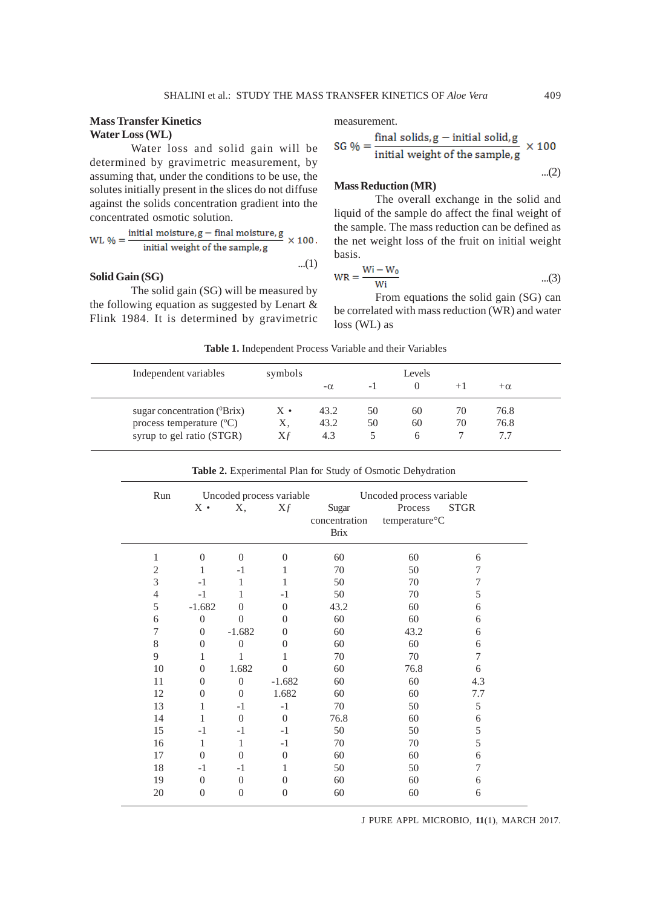## Mass Transfer Kinetics

### Water Loss (WL)

Water loss and solid gain will be determined by gravimetric measurement, by assuming that, under the conditions to be use, the solutes initially present in the slices do not diffuse against the solids concentration gradient into the concentrated osmotic solution.

$$\text{WL \%} = \frac{\text{initial moisture, g} - \text{final moisture, g}}{\text{initial weight of the sample, g}} \times 100 \quad \text{...(1)}$$

### Solid Gain (SG)

The solid gain (SG) will be measured by the following equation as suggested by Lenart & Flink 1984. It is determined by gravimetric measurement.

$$\text{SG \%} = \frac{\text{final solids, g} - \text{initial solid, g}}{\text{initial weight of the sample, g}} \times 100 \quad \text{...(2)}$$

### Mass Reduction (MR)

The overall exchange in the solid and liquid of the sample do affect the final weight of the sample. The mass reduction can be defined as the net weight loss of the fruit on initial weight basis.

$$\text{WR} = \frac{W_i - W_0}{W_i} \quad \text{...(3)}$$

From equations the solid gain (SG) can be correlated with mass reduction (WR) and water loss (WL) as

**Table 1.** Independent Process Variable and their Variables

| Independent variables | symbols | Levels | | | | |
|---|---|---|---|---|---|---|
| | | -α | -1 | 0 | +1 | +α |
| sugar concentration (⁰Brix) | X • | 43.2 | 50 | 60 | 70 | 76.8 |
| process temperature (°C) | X, | 43.2 | 50 | 60 | 70 | 76.8 |
| syrup to gel ratio (STGR) | X*f* | 4.3 | 5 | 6 | 7 | 7.7 |

**Table 2.** Experimental Plan for Study of Osmotic Dehydration

| Run | Uncoded process variable | | | Uncoded process variable | | |
|---|---|---|---|---|---|---|
| | X • | X, | X*f* | Sugar concentration Brix | Process temperature°C | STGR |
| 1 | 0 | 0 | 0 | 60 | 60 | 6 |
| 2 | 1 | -1 | 1 | 70 | 50 | 7 |
| 3 | -1 | 1 | 1 | 50 | 70 | 7 |
| 4 | -1 | 1 | -1 | 50 | 70 | 5 |
| 5 | -1.682 | 0 | 0 | 43.2 | 60 | 6 |
| 6 | 0 | 0 | 0 | 60 | 60 | 6 |
| 7 | 0 | -1.682 | 0 | 60 | 43.2 | 6 |
| 8 | 0 | 0 | 0 | 60 | 60 | 6 |
| 9 | 1 | 1 | 1 | 70 | 70 | 7 |
| 10 | 0 | 1.682 | 0 | 60 | 76.8 | 6 |
| 11 | 0 | 0 | -1.682 | 60 | 60 | 4.3 |
| 12 | 0 | 0 | 1.682 | 60 | 60 | 7.7 |
| 13 | 1 | -1 | -1 | 70 | 50 | 5 |
| 14 | 1 | 0 | 0 | 76.8 | 60 | 6 |
| 15 | -1 | -1 | -1 | 50 | 50 | 5 |
| 16 | 1 | 1 | -1 | 70 | 70 | 5 |
| 17 | 0 | 0 | 0 | 60 | 60 | 6 |
| 18 | -1 | -1 | 1 | 50 | 50 | 7 |
| 19 | 0 | 0 | 0 | 60 | 60 | 6 |
| 20 | 0 | 0 | 0 | 60 | 60 | 6 |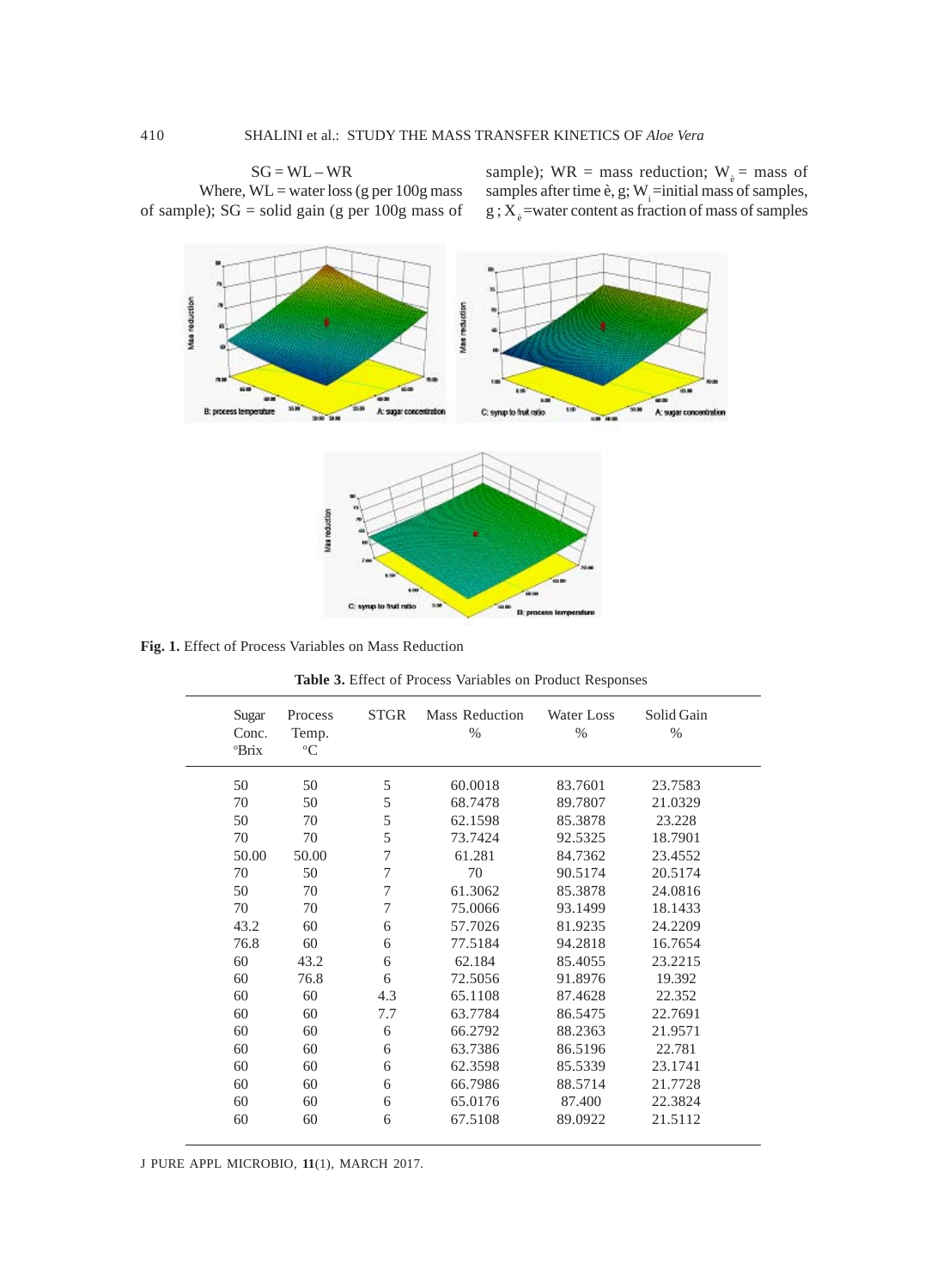$$SG = WL - WR$$

Where, WL = water loss (g per 100g mass of sample); SG = solid gain (g per 100g mass of sample); WR = mass reduction; $W_{\theta}$ = mass of samples after time θ, g; $W_i$ =initial mass of samples, g ; $X_{\theta}$ =water content as fraction of mass of samples

**Fig. 1.** Effect of Process Variables on Mass Reduction

**Table 3.** Effect of Process Variables on Product Responses

| Sugar Conc. °Brix | Process Temp. °C | STGR | Mass Reduction % | Water Loss % | Solid Gain % |
|---|---|---|---|---|---|
| 50 | 50 | 5 | 60.0018 | 83.7601 | 23.7583 |
| 70 | 50 | 5 | 68.7478 | 89.7807 | 21.0329 |
| 50 | 70 | 5 | 62.1598 | 85.3878 | 23.228 |
| 70 | 70 | 5 | 73.7424 | 92.5325 | 18.7901 |
| 50.00 | 50.00 | 7 | 61.281 | 84.7362 | 23.4552 |
| 70 | 50 | 7 | 70 | 90.5174 | 20.5174 |
| 50 | 70 | 7 | 61.3062 | 85.3878 | 24.0816 |
| 70 | 70 | 7 | 75.0066 | 93.1499 | 18.1433 |
| 43.2 | 60 | 6 | 57.7026 | 81.9235 | 24.2209 |
| 76.8 | 60 | 6 | 77.5184 | 94.2818 | 16.7654 |
| 60 | 43.2 | 6 | 62.184 | 85.4055 | 23.2215 |
| 60 | 76.8 | 6 | 72.5056 | 91.8976 | 19.392 |
| 60 | 60 | 4.3 | 65.1108 | 87.4628 | 22.352 |
| 60 | 60 | 7.7 | 63.7784 | 86.5475 | 22.7691 |
| 60 | 60 | 6 | 66.2792 | 88.2363 | 21.9571 |
| 60 | 60 | 6 | 63.7386 | 86.5196 | 22.781 |
| 60 | 60 | 6 | 62.3598 | 85.5339 | 23.1741 |
| 60 | 60 | 6 | 66.7986 | 88.5714 | 21.7728 |
| 60 | 60 | 6 | 65.0176 | 87.400 | 22.3824 |
| 60 | 60 | 6 | 67.5108 | 89.0922 | 21.5112 |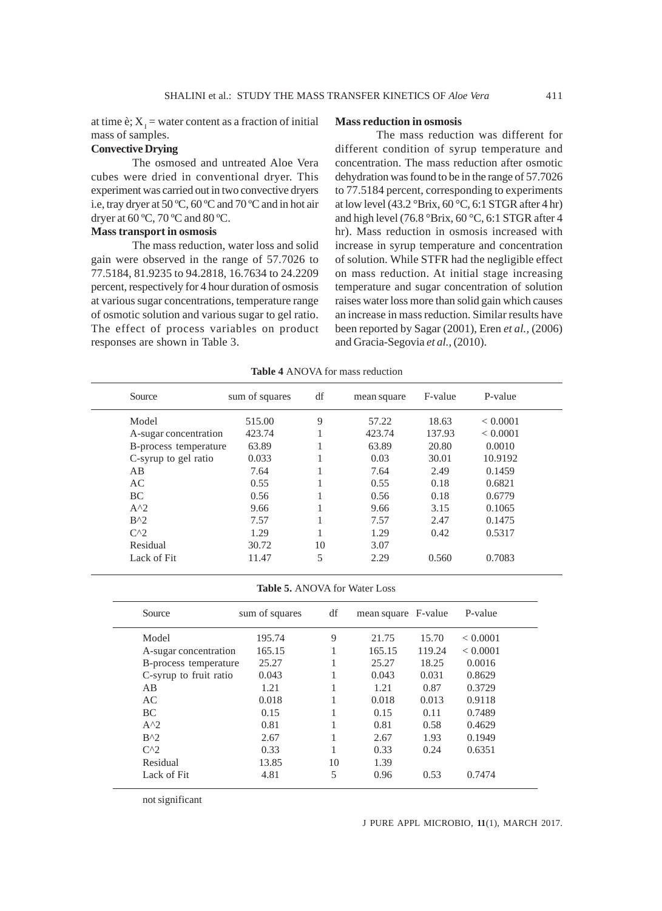at time è; $X_1$ = water content as a fraction of initial mass of samples.

**Convective Drying**

The osmosed and untreated Aloe Vera cubes were dried in conventional dryer. This experiment was carried out in two convective dryers i.e, tray dryer at 50 ºC, 60 ºC and 70 ºC and in hot air dryer at 60 ºC, 70 ºC and 80 ºC.

**Mass transport in osmosis**

The mass reduction, water loss and solid gain were observed in the range of 57.7026 to 77.5184, 81.9235 to 94.2818, 16.7634 to 24.2209 percent, respectively for 4 hour duration of osmosis at various sugar concentrations, temperature range of osmotic solution and various sugar to gel ratio. The effect of process variables on product responses are shown in Table 3.

**Mass reduction in osmosis**

The mass reduction was different for different condition of syrup temperature and concentration. The mass reduction after osmotic dehydration was found to be in the range of 57.7026 to 77.5184 percent, corresponding to experiments at low level (43.2 °Brix, 60 °C, 6:1 STGR after 4 hr) and high level (76.8 °Brix, 60 °C, 6:1 STGR after 4 hr). Mass reduction in osmosis increased with increase in syrup temperature and concentration of solution. While STFR had the negligible effect on mass reduction. At initial stage increasing temperature and sugar concentration of solution raises water loss more than solid gain which causes an increase in mass reduction. Similar results have been reported by Sagar (2001), Eren *et al.,* (2006) and Gracia-Segovia *et al.,* (2010).

**Table 4** ANOVA for mass reduction

| Source | sum of squares | df | mean square | F-value | P-value |
|---|---|---|---|---|---|
| Model | 515.00 | 9 | 57.22 | 18.63 | < 0.0001 |
| A-sugar concentration | 423.74 | 1 | 423.74 | 137.93 | < 0.0001 |
| B-process temperature | 63.89 | 1 | 63.89 | 20.80 | 0.0010 |
| C-syrup to gel ratio | 0.033 | 1 | 0.03 | 30.01 | 10.9192 |
| AB | 7.64 | 1 | 7.64 | 2.49 | 0.1459 |
| AC | 0.55 | 1 | 0.55 | 0.18 | 0.6821 |
| BC | 0.56 | 1 | 0.56 | 0.18 | 0.6779 |
| A^2 | 9.66 | 1 | 9.66 | 3.15 | 0.1065 |
| B^2 | 7.57 | 1 | 7.57 | 2.47 | 0.1475 |
| C^2 | 1.29 | 1 | 1.29 | 0.42 | 0.5317 |
| Residual | 30.72 | 10 | 3.07 | | |
| Lack of Fit | 11.47 | 5 | 2.29 | 0.560 | 0.7083 |

**Table 5.** ANOVA for Water Loss

| Source | sum of squares | df | mean square | F-value | P-value |
|---|---|---|---|---|---|
| Model | 195.74 | 9 | 21.75 | 15.70 | < 0.0001 |
| A-sugar concentration | 165.15 | 1 | 165.15 | 119.24 | < 0.0001 |
| B-process temperature | 25.27 | 1 | 25.27 | 18.25 | 0.0016 |
| C-syrup to fruit ratio | 0.043 | 1 | 0.043 | 0.031 | 0.8629 |
| AB | 1.21 | 1 | 1.21 | 0.87 | 0.3729 |
| AC | 0.018 | 1 | 0.018 | 0.013 | 0.9118 |
| BC | 0.15 | 1 | 0.15 | 0.11 | 0.7489 |
| A^2 | 0.81 | 1 | 0.81 | 0.58 | 0.4629 |
| B^2 | 2.67 | 1 | 2.67 | 1.93 | 0.1949 |
| C^2 | 0.33 | 1 | 0.33 | 0.24 | 0.6351 |
| Residual | 13.85 | 10 | 1.39 | | |
| Lack of Fit | 4.81 | 5 | 0.96 | 0.53 | 0.7474 |

not significant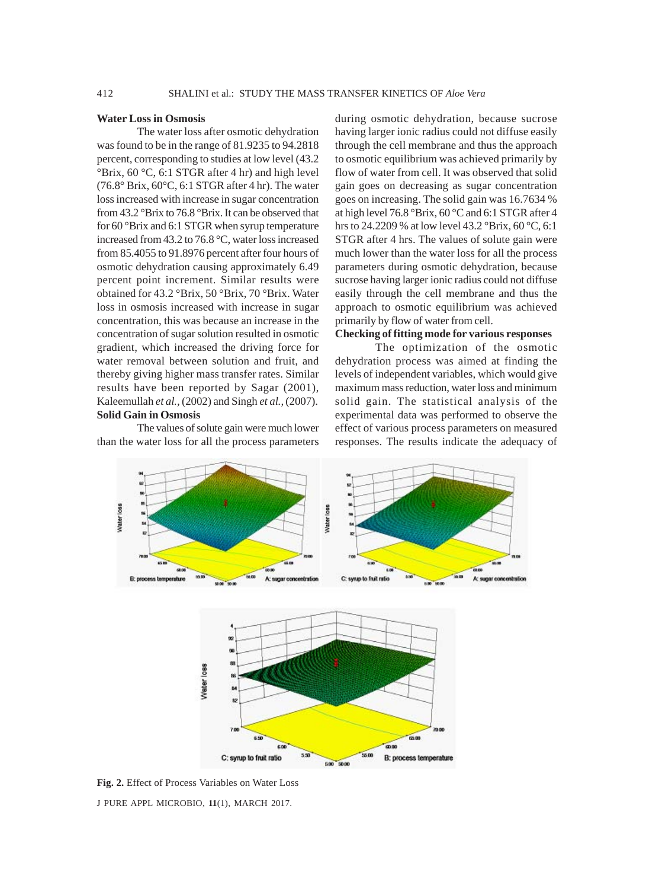### Water Loss in Osmosis

The water loss after osmotic dehydration was found to be in the range of 81.9235 to 94.2818 percent, corresponding to studies at low level (43.2 °Brix, 60 °C, 6:1 STGR after 4 hr) and high level (76.8° Brix, 60°C, 6:1 STGR after 4 hr). The water loss increased with increase in sugar concentration from 43.2 °Brix to 76.8 °Brix. It can be observed that for 60 °Brix and 6:1 STGR when syrup temperature increased from 43.2 to 76.8 °C, water loss increased from 85.4055 to 91.8976 percent after four hours of osmotic dehydration causing approximately 6.49 percent point increment. Similar results were obtained for 43.2 °Brix, 50 °Brix, 70 °Brix. Water loss in osmosis increased with increase in sugar concentration, this was because an increase in the concentration of sugar solution resulted in osmotic gradient, which increased the driving force for water removal between solution and fruit, and thereby giving higher mass transfer rates. Similar results have been reported by Sagar (2001), Kaleemullah *et al.,* (2002) and Singh *et al.,* (2007).

### Solid Gain in Osmosis

The values of solute gain were much lower than the water loss for all the process parameters during osmotic dehydration, because sucrose having larger ionic radius could not diffuse easily through the cell membrane and thus the approach to osmotic equilibrium was achieved primarily by flow of water from cell. It was observed that solid gain goes on decreasing as sugar concentration goes on increasing. The solid gain was 16.7634 % at high level 76.8 °Brix, 60 °C and 6:1 STGR after 4 hrs to 24.2209 % at low level 43.2 °Brix, 60 °C, 6:1 STGR after 4 hrs. The values of solute gain were much lower than the water loss for all the process parameters during osmotic dehydration, because sucrose having larger ionic radius could not diffuse easily through the cell membrane and thus the approach to osmotic equilibrium was achieved primarily by flow of water from cell.

### Checking of fitting mode for various responses

The optimization of the osmotic dehydration process was aimed at finding the levels of independent variables, which would give maximum mass reduction, water loss and minimum solid gain. The statistical analysis of the experimental data was performed to observe the effect of various process parameters on measured responses. The results indicate the adequacy of

**Fig. 2.** Effect of Process Variables on Water Loss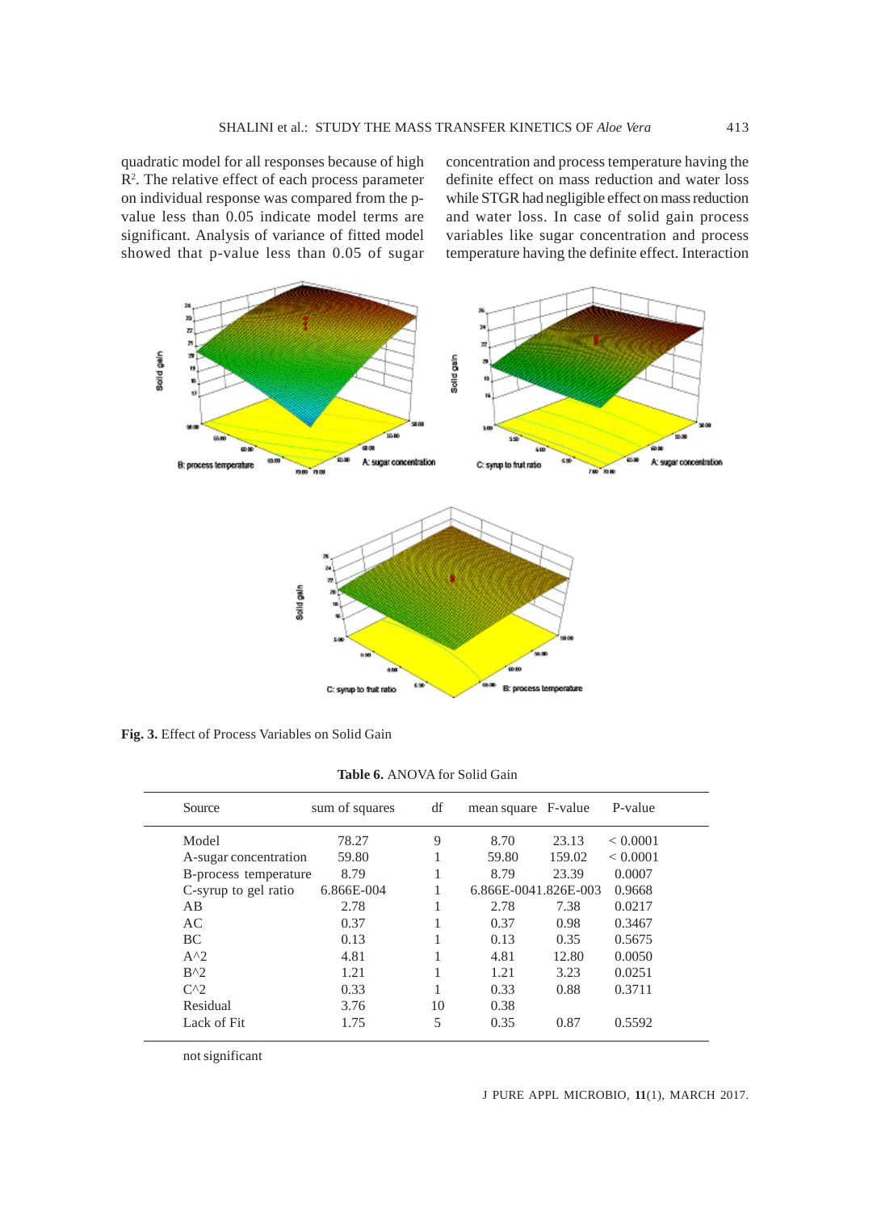quadratic model for all responses because of high $R^2$. The relative effect of each process parameter on individual response was compared from the p-value less than 0.05 indicate model terms are significant. Analysis of variance of fitted model showed that p-value less than 0.05 of sugar concentration and process temperature having the definite effect on mass reduction and water loss while STGR had negligible effect on mass reduction and water loss. In case of solid gain process variables like sugar concentration and process temperature having the definite effect. Interaction

**Fig. 3.** Effect of Process Variables on Solid Gain

**Table 6.** ANOVA for Solid Gain

| Source | sum of squares | df | mean square | F-value | P-value |
|---|---|---|---|---|---|
| Model | 78.27 | 9 | 8.70 | 23.13 | < 0.0001 |
| A-sugar concentration | 59.80 | 1 | 59.80 | 159.02 | < 0.0001 |
| B-process temperature | 8.79 | 1 | 8.79 | 23.39 | 0.0007 |
| C-syrup to gel ratio | 6.866E-004 | 1 | 6.866E-004 | 1.826E-003 | 0.9668 |
| AB | 2.78 | 1 | 2.78 | 7.38 | 0.0217 |
| AC | 0.37 | 1 | 0.37 | 0.98 | 0.3467 |
| BC | 0.13 | 1 | 0.13 | 0.35 | 0.5675 |
| A^2 | 4.81 | 1 | 4.81 | 12.80 | 0.0050 |
| B^2 | 1.21 | 1 | 1.21 | 3.23 | 0.0251 |
| C^2 | 0.33 | 1 | 0.33 | 0.88 | 0.3711 |
| Residual | 3.76 | 10 | 0.38 | | |
| Lack of Fit | 1.75 | 5 | 0.35 | 0.87 | 0.5592 |

not significant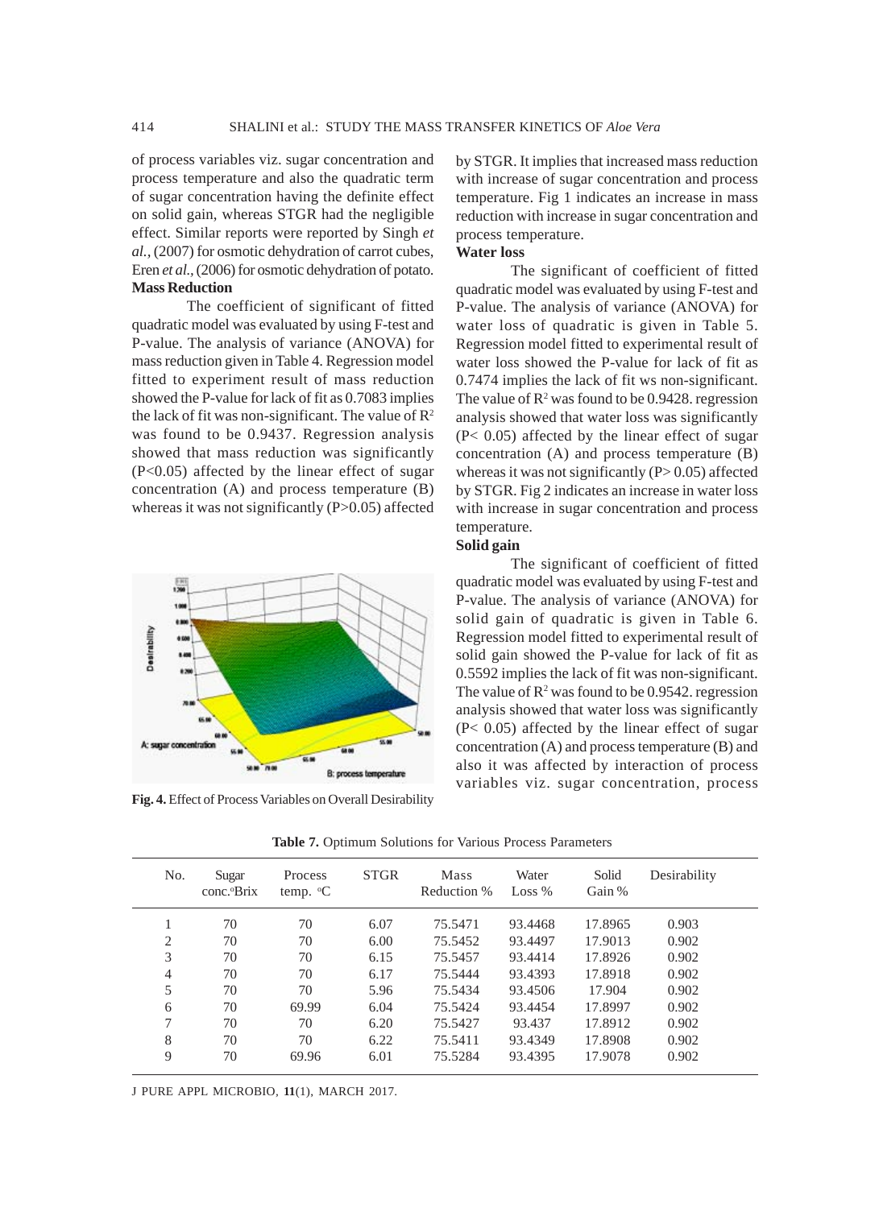of process variables viz. sugar concentration and process temperature and also the quadratic term of sugar concentration having the definite effect on solid gain, whereas STGR had the negligible effect. Similar reports were reported by Singh *et al.*, (2007) for osmotic dehydration of carrot cubes, Eren *et al.*, (2006) for osmotic dehydration of potato.

**Mass Reduction**

The coefficient of significant of fitted quadratic model was evaluated by using F-test and P-value. The analysis of variance (ANOVA) for mass reduction given in Table 4. Regression model fitted to experiment result of mass reduction showed the P-value for lack of fit as 0.7083 implies the lack of fit was non-significant. The value of $R^2$ was found to be 0.9437. Regression analysis showed that mass reduction was significantly ($P<0.05$) affected by the linear effect of sugar concentration (A) and process temperature (B) whereas it was not significantly ($P>0.05$) affected by STGR. It implies that increased mass reduction with increase of sugar concentration and process temperature. Fig 1 indicates an increase in mass reduction with increase in sugar concentration and process temperature.

**Fig. 4.** Effect of Process Variables on Overall Desirability

**Water loss**

The significant of coefficient of fitted quadratic model was evaluated by using F-test and P-value. The analysis of variance (ANOVA) for water loss of quadratic is given in Table 5. Regression model fitted to experimental result of water loss showed the P-value for lack of fit as 0.7474 implies the lack of fit ws non-significant. The value of $R^2$ was found to be 0.9428. regression analysis showed that water loss was significantly ($P< 0.05$) affected by the linear effect of sugar concentration (A) and process temperature (B) whereas it was not significantly ($P> 0.05$) affected by STGR. Fig 2 indicates an increase in water loss with increase in sugar concentration and process temperature.

**Solid gain**

The significant of coefficient of fitted quadratic model was evaluated by using F-test and P-value. The analysis of variance (ANOVA) for solid gain of quadratic is given in Table 6. Regression model fitted to experimental result of solid gain showed the P-value for lack of fit as 0.5592 implies the lack of fit was non-significant. The value of $R^2$ was found to be 0.9542. regression analysis showed that water loss was significantly ($P< 0.05$) affected by the linear effect of sugar concentration (A) and process temperature (B) and also it was affected by interaction of process variables viz. sugar concentration, process

**Table 7.** Optimum Solutions for Various Process Parameters

| No. | Sugar conc.°Brix | Process temp. °C | STGR | Mass Reduction % | Water Loss % | Solid Gain % | Desirability |
|---|---|---|---|---|---|---|---|
| 1 | 70 | 70 | 6.07 | 75.5471 | 93.4468 | 17.8965 | 0.903 |
| 2 | 70 | 70 | 6.00 | 75.5452 | 93.4497 | 17.9013 | 0.902 |
| 3 | 70 | 70 | 6.15 | 75.5457 | 93.4414 | 17.8926 | 0.902 |
| 4 | 70 | 70 | 6.17 | 75.5444 | 93.4393 | 17.8918 | 0.902 |
| 5 | 70 | 70 | 5.96 | 75.5434 | 93.4506 | 17.904 | 0.902 |
| 6 | 70 | 69.99 | 6.04 | 75.5424 | 93.4454 | 17.8997 | 0.902 |
| 7 | 70 | 70 | 6.20 | 75.5427 | 93.437 | 17.8912 | 0.902 |
| 8 | 70 | 70 | 6.22 | 75.5411 | 93.4349 | 17.8908 | 0.902 |
| 9 | 70 | 69.96 | 6.01 | 75.5284 | 93.4395 | 17.9078 | 0.902 |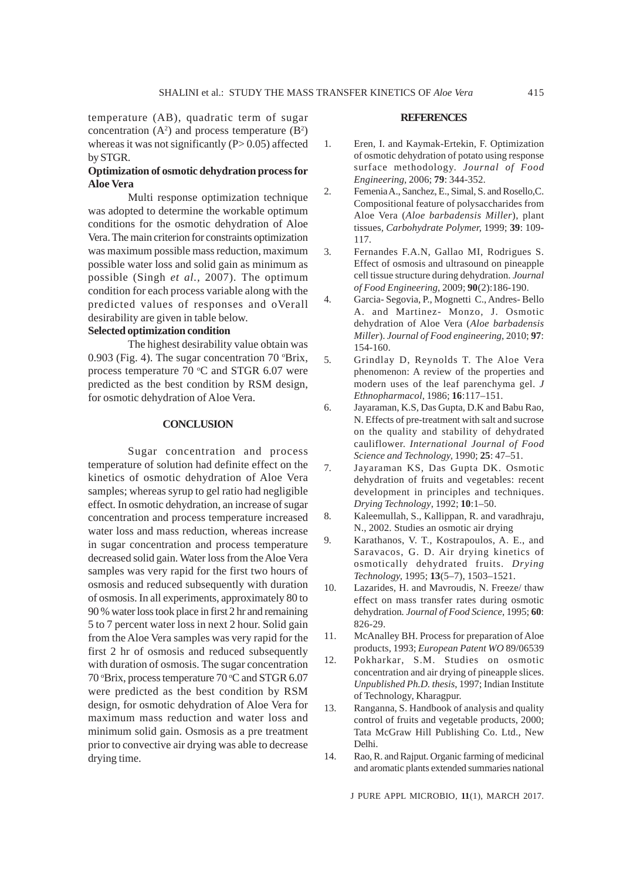temperature (AB), quadratic term of sugar concentration ($A^2$) and process temperature ($B^2$) whereas it was not significantly ($P > 0.05$) affected by STGR.

**Optimization of osmotic dehydration process for Aloe Vera**

Multi response optimization technique was adopted to determine the workable optimum conditions for the osmotic dehydration of Aloe Vera. The main criterion for constraints optimization was maximum possible mass reduction, maximum possible water loss and solid gain as minimum as possible (Singh *et al.*, 2007). The optimum condition for each process variable along with the predicted values of responses and oVerall desirability are given in table below.

**Selected optimization condition**

The highest desirability value obtain was 0.903 (Fig. 4). The sugar concentration 70 °Brix, process temperature 70 °C and STGR 6.07 were predicted as the best condition by RSM design, for osmotic dehydration of Aloe Vera.

## CONCLUSION

Sugar concentration and process temperature of solution had definite effect on the kinetics of osmotic dehydration of Aloe Vera samples; whereas syrup to gel ratio had negligible effect. In osmotic dehydration, an increase of sugar concentration and process temperature increased water loss and mass reduction, whereas increase in sugar concentration and process temperature decreased solid gain. Water loss from the Aloe Vera samples was very rapid for the first two hours of osmosis and reduced subsequently with duration of osmosis. In all experiments, approximately 80 to 90 % water loss took place in first 2 hr and remaining 5 to 7 percent water loss in next 2 hour. Solid gain from the Aloe Vera samples was very rapid for the first 2 hr of osmosis and reduced subsequently with duration of osmosis. The sugar concentration 70 °Brix, process temperature 70 °C and STGR 6.07 were predicted as the best condition by RSM design, for osmotic dehydration of Aloe Vera for maximum mass reduction and water loss and minimum solid gain. Osmosis as a pre treatment prior to convective air drying was able to decrease drying time.

## REFERENCES

1. Eren, I. and Kaymak-Ertekin, F. Optimization of osmotic dehydration of potato using response surface methodology. *Journal of Food Engineering*, 2006; **79**: 344-352.
2. Femenia A., Sanchez, E., Simal, S. and Rosello, C. Compositional feature of polysaccharides from Aloe Vera (*Aloe barbadensis Miller*), plant tissues, *Carbohydrate Polymer,* 1999; **39**: 109-117.
3. Fernandes F.A.N, Gallao MI, Rodrigues S. Effect of osmosis and ultrasound on pineapple cell tissue structure during dehydration. *Journal of Food Engineering*, 2009; **90**(2):186-190.
4. Garcia- Segovia, P., Mognetti C., Andres- Bello A. and Martinez- Monzo, J. Osmotic dehydration of Aloe Vera (*Aloe barbadensis Miller*). *Journal of Food engineering*, 2010; **97**: 154-160.
5. Grindlay D, Reynolds T. The Aloe Vera phenomenon: A review of the properties and modern uses of the leaf parenchyma gel. *J Ethnopharmacol*, 1986; **16**:117–151.
6. Jayaraman, K.S, Das Gupta, D.K and Babu Rao, N. Effects of pre-treatment with salt and sucrose on the quality and stability of dehydrated cauliflower. *International Journal of Food Science and Technology,* 1990; **25**: 47–51.
7. Jayaraman KS, Das Gupta DK. Osmotic dehydration of fruits and vegetables: recent development in principles and techniques. *Drying Technology*, 1992; **10**:1–50.
8. Kaleemullah, S., Kallippan, R. and varadhraju, N., 2002. Studies an osmotic air drying
9. Karathanos, V. T., Kostrapoulos, A. E., and Saravacos, G. D. Air drying kinetics of osmotically dehydrated fruits. *Drying Technology,* 1995; **13**(5–7), 1503–1521.
10. Lazarides, H. and Mavroudis, N. Freeze/ thaw effect on mass transfer rates during osmotic dehydration. *Journal of Food Science*, 1995; **60**: 826-29.
11. McAnalley BH. Process for preparation of Aloe products, 1993; *European Patent WO* 89/06539
12. Pokharkar, S.M. Studies on osmotic concentration and air drying of pineapple slices. *Unpublished Ph.D. thesis*, 1997; Indian Institute of Technology, Kharagpur.
13. Ranganna, S. Handbook of analysis and quality control of fruits and vegetable products, 2000; Tata McGraw Hill Publishing Co. Ltd., New Delhi.
14. Rao, R. and Rajput. Organic farming of medicinal and aromatic plants extended summaries national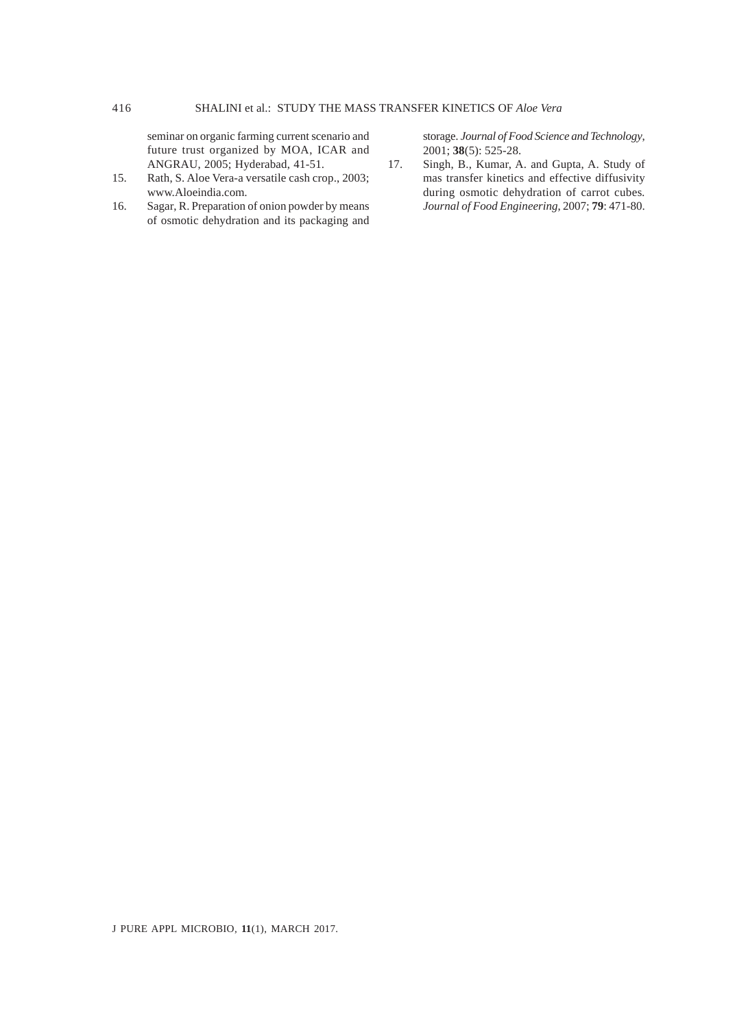seminar on organic farming current scenario and future trust organized by MOA, ICAR and ANGRAU, 2005; Hyderabad, 41-51.

15. Rath, S. Aloe Vera-a versatile cash crop., 2003; www.Aloeindia.com.
16. Sagar, R. Preparation of onion powder by means of osmotic dehydration and its packaging and storage. *Journal of Food Science and Technology*, 2001; **38**(5): 525-28.
17. Singh, B., Kumar, A. and Gupta, A. Study of mas transfer kinetics and effective diffusivity during osmotic dehydration of carrot cubes. *Journal of Food Engineering*, 2007; **79**: 471-80.